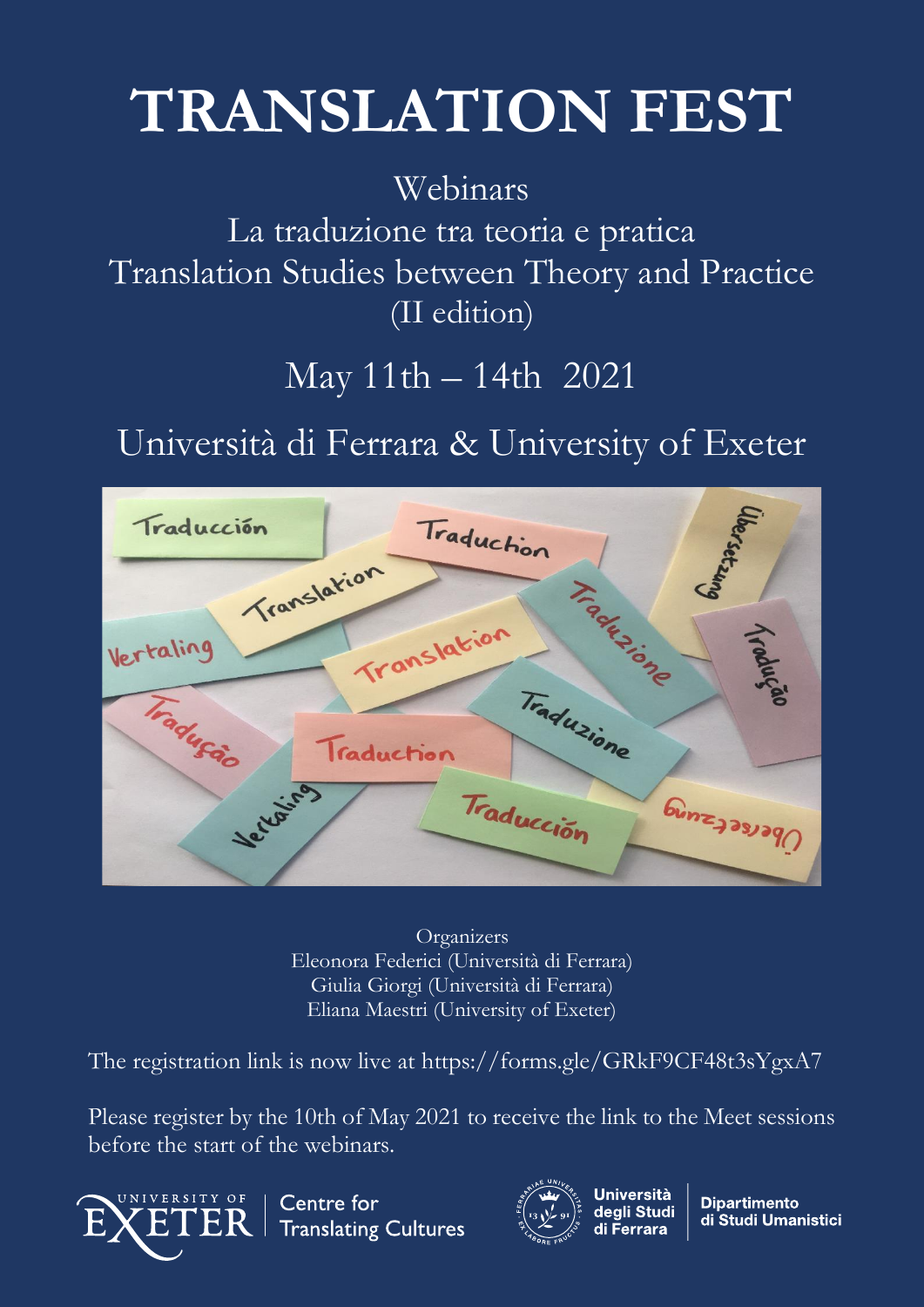# TRANSLATION FEST

Webinars

La traduzione tra teoria e pratica

Translation Studies between Theory and Practice

(II edition)

May 11th – 14th 2021

Università di Ferrara & University of Exeter

Organizers

Eleonora Federici (Università di Ferrara)

Giulia Giorgi (Università di Ferrara)

Eliana Maestri (University of Exeter)

The registration link is now live at https://forms.gle/GRkF9CF48t3sYgxA7

Please register by the 10th of May 2021 to receive the link to the Meet sessions before the start of the webinars.

University of Exeter | Centre for Translating Cultures

Università degli Studi di Ferrara | Dipartimento di Studi Umanistici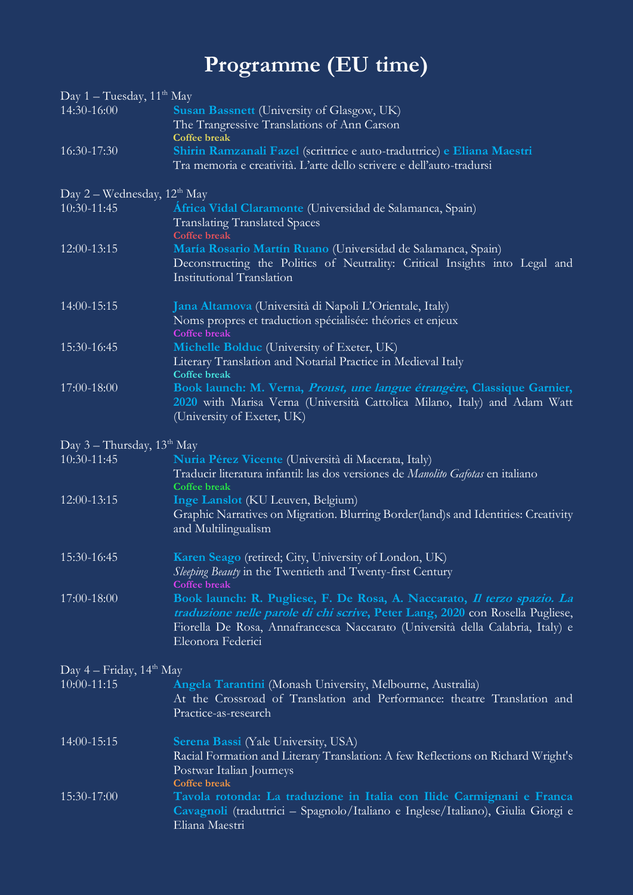# Programme (EU time)

Day 1 – Tuesday, 11th May

14:30-16:00 **Susan Bassnett** (University of Glasgow, UK)
The Trangressive Translations of Ann Carson
**Coffee break**

16:30-17:30 **Shirin Ramzanali Fazel** (scrittrice e auto-traduttrice) **e Eliana Maestri**
Tra memoria e creatività. L'arte dello scrivere e dell'auto-tradursi

Day 2 – Wednesday, 12th May

10:30-11:45 **África Vidal Claramonte** (Universidad de Salamanca, Spain)
Translating Translated Spaces
**Coffee break**

12:00-13:15 **María Rosario Martín Ruano** (Universidad de Salamanca, Spain)
Deconstructing the Politics of Neutrality: Critical Insights into Legal and Institutional Translation

14:00-15:15 **Jana Altamova** (Università di Napoli L'Orientale, Italy)
Noms propres et traduction spécialisée: théories et enjeux
**Coffee break**

15:30-16:45 **Michelle Bolduc** (University of Exeter, UK)
Literary Translation and Notarial Practice in Medieval Italy
**Coffee break**

17:00-18:00 **Book launch: M. Verna, *Proust, une langue étrangère*, Classique Garnier, 2020** with Marisa Verna (Università Cattolica Milano, Italy) and Adam Watt (University of Exeter, UK)

Day 3 – Thursday, 13th May

10:30-11:45 **Nuria Pérez Vicente** (Università di Macerata, Italy)
Traducir literatura infantil: las dos versiones de *Manolito Gafotas* en italiano
**Coffee break**

12:00-13:15 **Inge Lanslot** (KU Leuven, Belgium)
Graphic Narratives on Migration. Blurring Border(land)s and Identities: Creativity and Multilingualism

15:30-16:45 **Karen Seago** (retired; City, University of London, UK)
*Sleeping Beauty* in the Twentieth and Twenty-first Century
**Coffee break**

17:00-18:00 **Book launch: R. Pugliese, F. De Rosa, A. Naccarato, *Il terzo spazio. La traduzione nelle parole di chi scrive*, Peter Lang, 2020** con Rosella Pugliese, Fiorella De Rosa, Annafrancesca Naccarato (Università della Calabria, Italy) e Eleonora Federici

Day 4 – Friday, 14th May

10:00-11:15 **Angela Tarantini** (Monash University, Melbourne, Australia)
At the Crossroad of Translation and Performance: theatre Translation and Practice-as-research

14:00-15:15 **Serena Bassi** (Yale University, USA)
Racial Formation and Literary Translation: A few Reflections on Richard Wright's Postwar Italian Journeys
**Coffee break**

15:30-17:00 **Tavola rotonda: La traduzione in Italia con Ilide Carmignani e Franca Cavagnoli** (traduttrici – Spagnolo/Italiano e Inglese/Italiano), Giulia Giorgi e Eliana Maestri